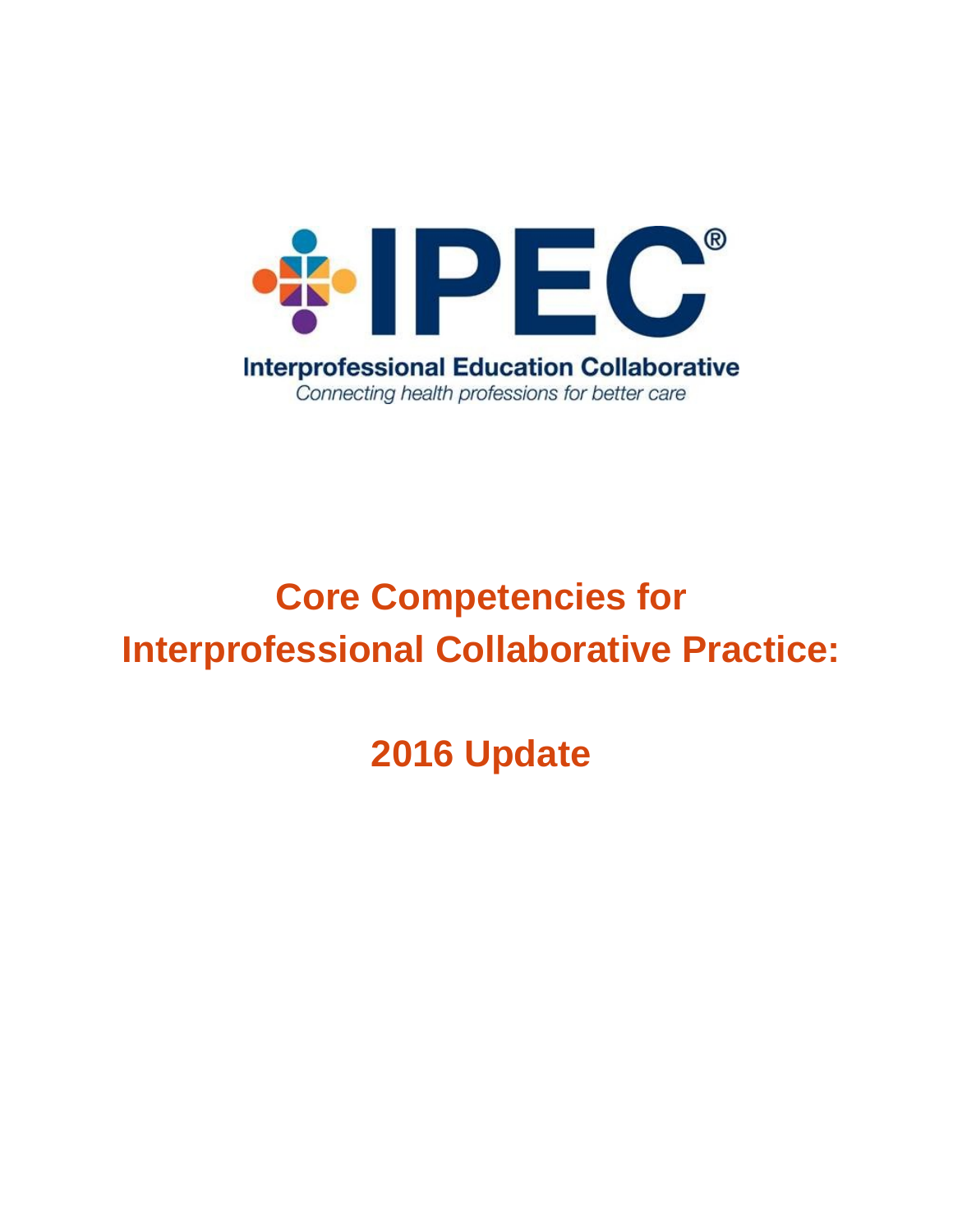IPEC®

**Interprofessional Education Collaborative**

*Connecting health professions for better care*

# Core Competencies for Interprofessional Collaborative Practice:

# 2016 Update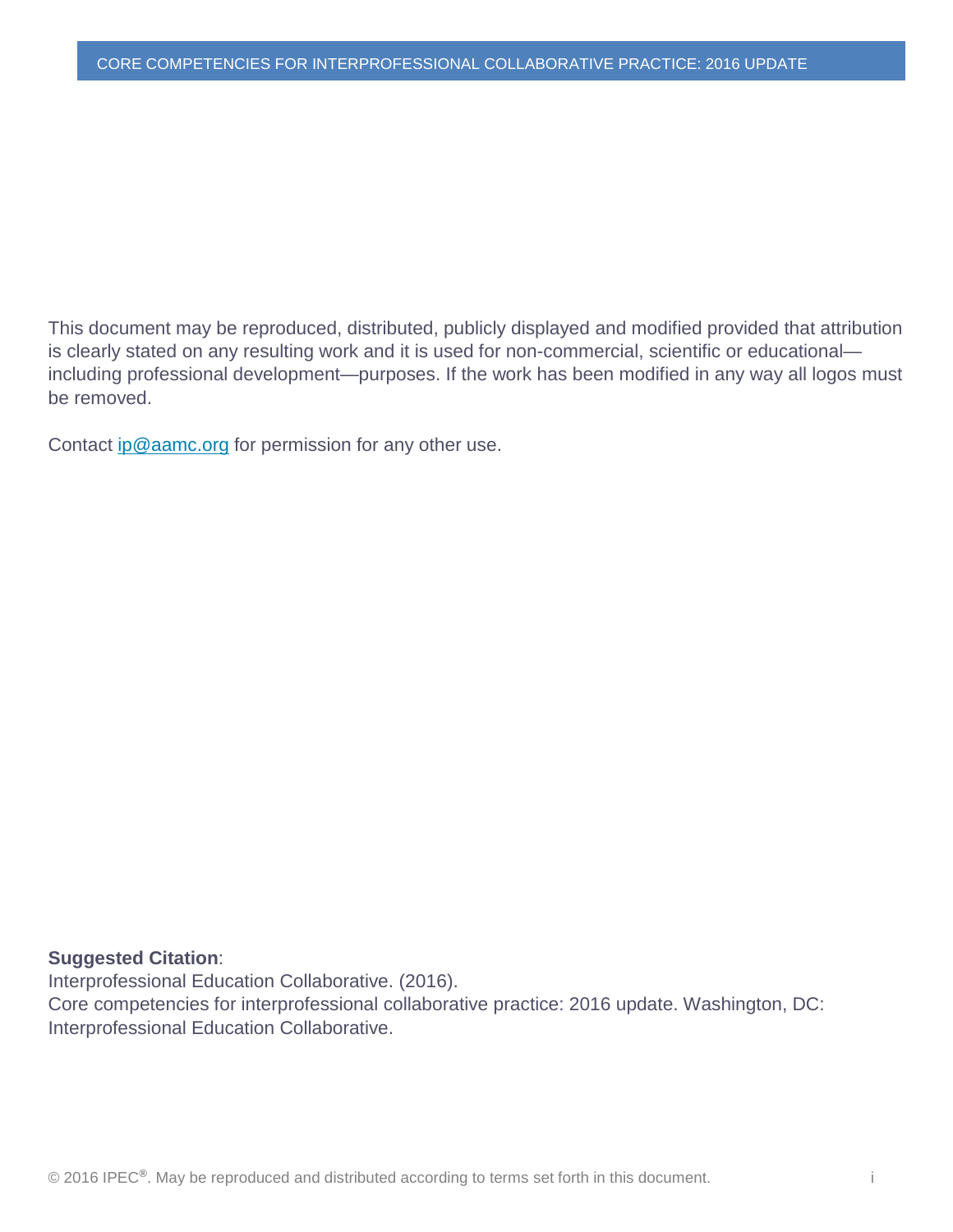This document may be reproduced, distributed, publicly displayed and modified provided that attribution is clearly stated on any resulting work and it is used for non-commercial, scientific or educational—including professional development—purposes. If the work has been modified in any way all logos must be removed.

Contact [ip@aamc.org](mailto:ip@aamc.org) for permission for any other use.

**Suggested Citation**:
Interprofessional Education Collaborative. (2016).
Core competencies for interprofessional collaborative practice: 2016 update. Washington, DC: Interprofessional Education Collaborative.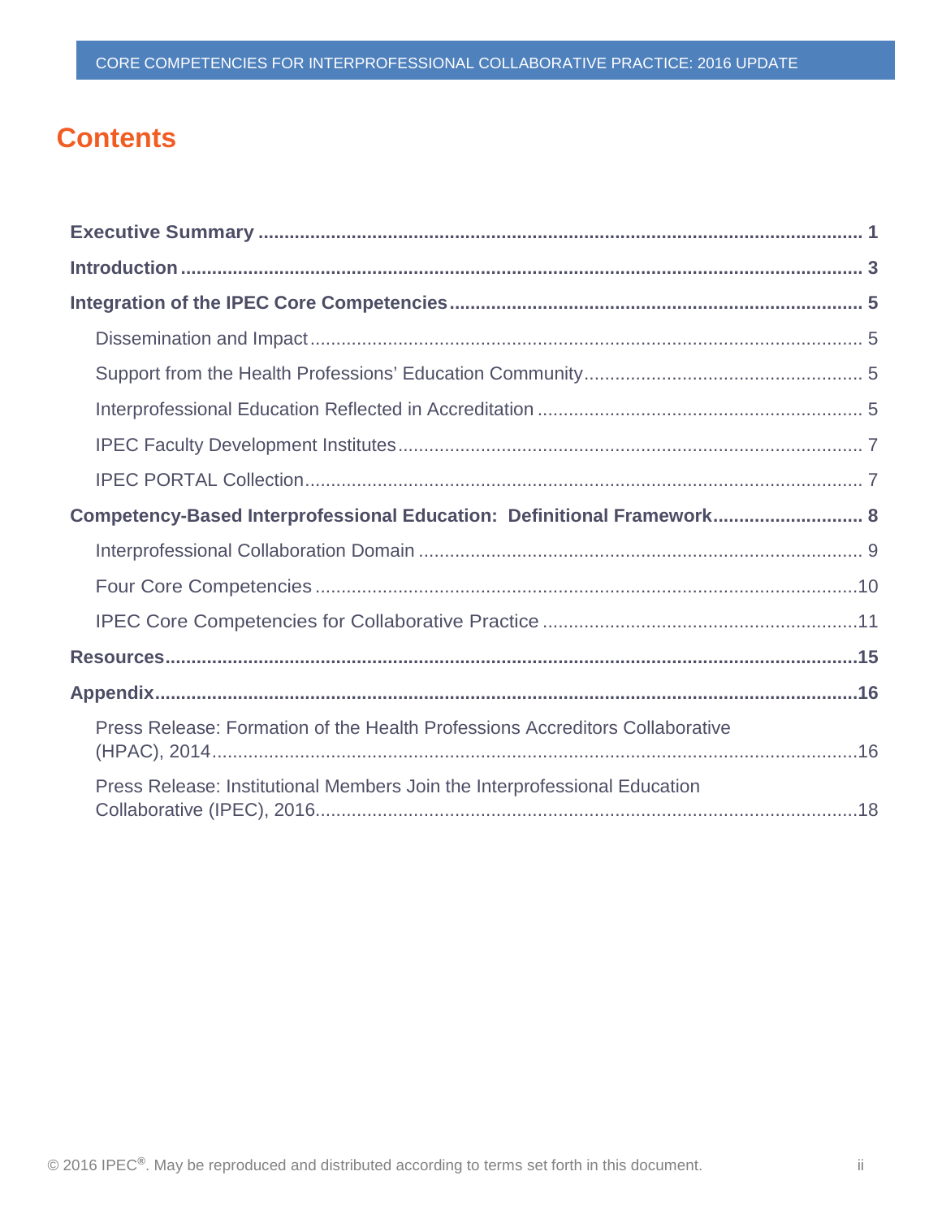# Contents

**Executive Summary** ..... **1**

**Introduction** ..... **3**

**Integration of the IPEC Core Competencies** ..... **5**

- Dissemination and Impact ..... 5
- Support from the Health Professions' Education Community ..... 5
- Interprofessional Education Reflected in Accreditation ..... 5
- IPEC Faculty Development Institutes ..... 7
- IPEC PORTAL Collection ..... 7

**Competency-Based Interprofessional Education: Definitional Framework** ..... **8**

- Interprofessional Collaboration Domain ..... 9
- Four Core Competencies ..... 10
- IPEC Core Competencies for Collaborative Practice ..... 11

**Resources** ..... **15**

**Appendix** ..... **16**

- Press Release: Formation of the Health Professions Accreditors Collaborative (HPAC), 2014 ..... 16
- Press Release: Institutional Members Join the Interprofessional Education Collaborative (IPEC), 2016 ..... 18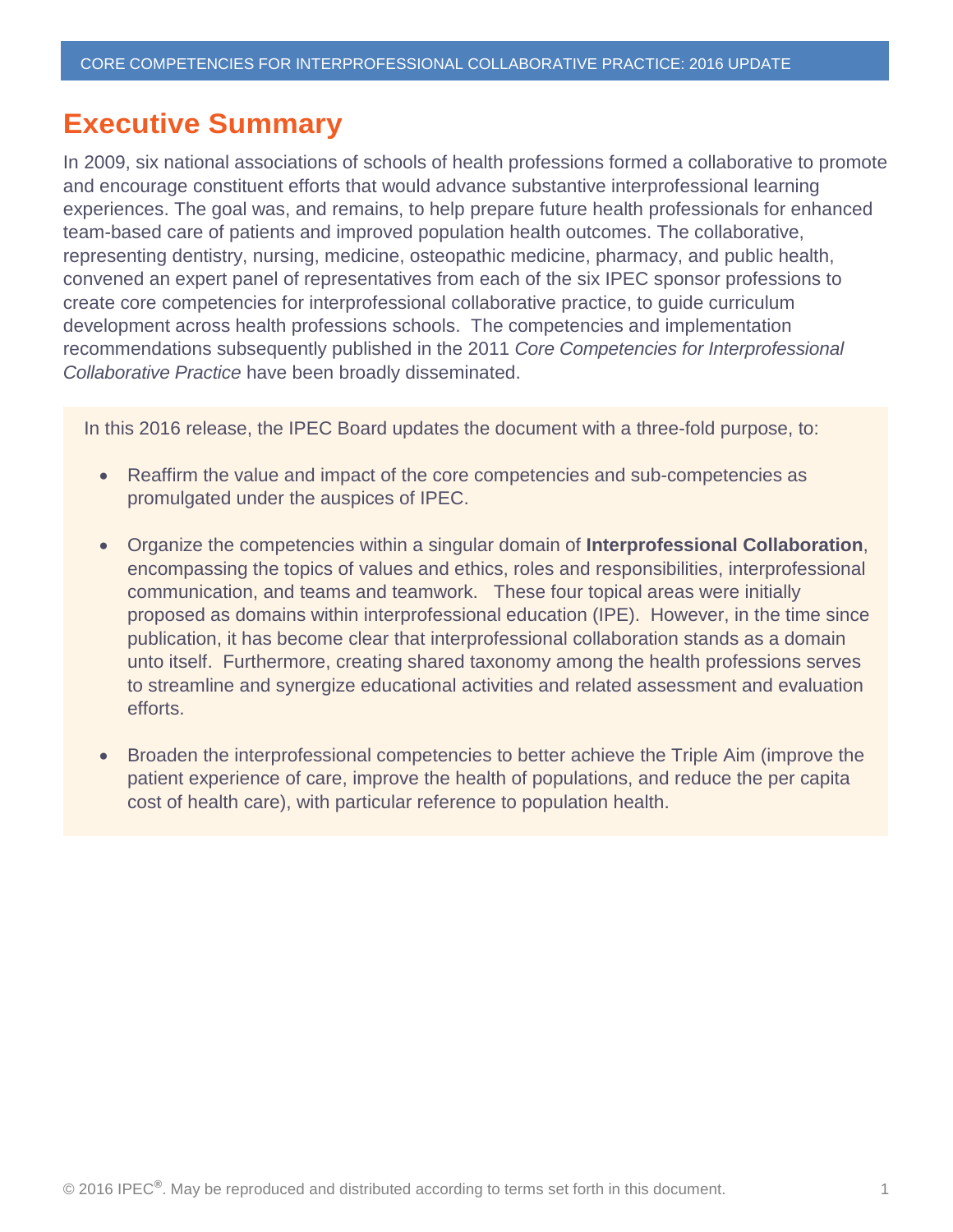# Executive Summary

In 2009, six national associations of schools of health professions formed a collaborative to promote and encourage constituent efforts that would advance substantive interprofessional learning experiences. The goal was, and remains, to help prepare future health professionals for enhanced team-based care of patients and improved population health outcomes. The collaborative, representing dentistry, nursing, medicine, osteopathic medicine, pharmacy, and public health, convened an expert panel of representatives from each of the six IPEC sponsor professions to create core competencies for interprofessional collaborative practice, to guide curriculum development across health professions schools. The competencies and implementation recommendations subsequently published in the 2011 *Core Competencies for Interprofessional Collaborative Practice* have been broadly disseminated.

In this 2016 release, the IPEC Board updates the document with a three-fold purpose, to:

- Reaffirm the value and impact of the core competencies and sub-competencies as promulgated under the auspices of IPEC.
- Organize the competencies within a singular domain of **Interprofessional Collaboration**, encompassing the topics of values and ethics, roles and responsibilities, interprofessional communication, and teams and teamwork. These four topical areas were initially proposed as domains within interprofessional education (IPE). However, in the time since publication, it has become clear that interprofessional collaboration stands as a domain unto itself. Furthermore, creating shared taxonomy among the health professions serves to streamline and synergize educational activities and related assessment and evaluation efforts.
- Broaden the interprofessional competencies to better achieve the Triple Aim (improve the patient experience of care, improve the health of populations, and reduce the per capita cost of health care), with particular reference to population health.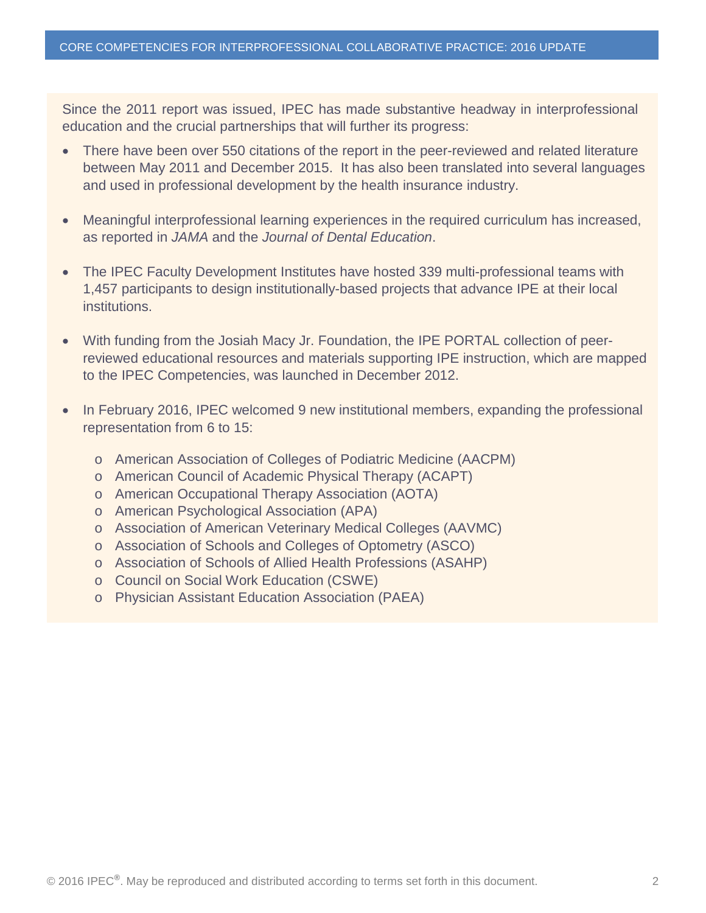Since the 2011 report was issued, IPEC has made substantive headway in interprofessional education and the crucial partnerships that will further its progress:

- There have been over 550 citations of the report in the peer-reviewed and related literature between May 2011 and December 2015. It has also been translated into several languages and used in professional development by the health insurance industry.

- Meaningful interprofessional learning experiences in the required curriculum has increased, as reported in *JAMA* and the *Journal of Dental Education*.

- The IPEC Faculty Development Institutes have hosted 339 multi-professional teams with 1,457 participants to design institutionally-based projects that advance IPE at their local institutions.

- With funding from the Josiah Macy Jr. Foundation, the IPE PORTAL collection of peer-reviewed educational resources and materials supporting IPE instruction, which are mapped to the IPEC Competencies, was launched in December 2012.

- In February 2016, IPEC welcomed 9 new institutional members, expanding the professional representation from 6 to 15:
    - American Association of Colleges of Podiatric Medicine (AACPM)
    - American Council of Academic Physical Therapy (ACAPT)
    - American Occupational Therapy Association (AOTA)
    - American Psychological Association (APA)
    - Association of American Veterinary Medical Colleges (AAVMC)
    - Association of Schools and Colleges of Optometry (ASCO)
    - Association of Schools of Allied Health Professions (ASAHP)
    - Council on Social Work Education (CSWE)
    - Physician Assistant Education Association (PAEA)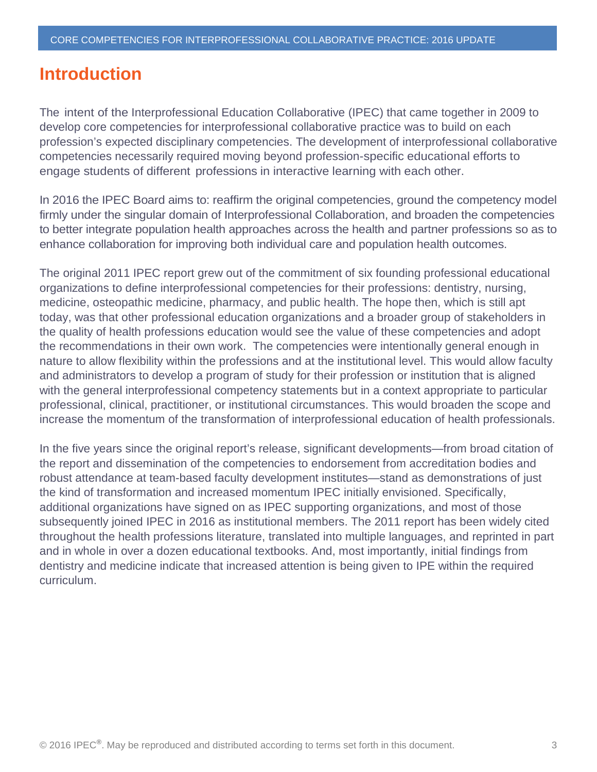# Introduction

The intent of the Interprofessional Education Collaborative (IPEC) that came together in 2009 to develop core competencies for interprofessional collaborative practice was to build on each profession's expected disciplinary competencies. The development of interprofessional collaborative competencies necessarily required moving beyond profession-specific educational efforts to engage students of different professions in interactive learning with each other.

In 2016 the IPEC Board aims to: reaffirm the original competencies, ground the competency model firmly under the singular domain of Interprofessional Collaboration, and broaden the competencies to better integrate population health approaches across the health and partner professions so as to enhance collaboration for improving both individual care and population health outcomes.

The original 2011 IPEC report grew out of the commitment of six founding professional educational organizations to define interprofessional competencies for their professions: dentistry, nursing, medicine, osteopathic medicine, pharmacy, and public health. The hope then, which is still apt today, was that other professional education organizations and a broader group of stakeholders in the quality of health professions education would see the value of these competencies and adopt the recommendations in their own work. The competencies were intentionally general enough in nature to allow flexibility within the professions and at the institutional level. This would allow faculty and administrators to develop a program of study for their profession or institution that is aligned with the general interprofessional competency statements but in a context appropriate to particular professional, clinical, practitioner, or institutional circumstances. This would broaden the scope and increase the momentum of the transformation of interprofessional education of health professionals.

In the five years since the original report's release, significant developments—from broad citation of the report and dissemination of the competencies to endorsement from accreditation bodies and robust attendance at team-based faculty development institutes—stand as demonstrations of just the kind of transformation and increased momentum IPEC initially envisioned. Specifically, additional organizations have signed on as IPEC supporting organizations, and most of those subsequently joined IPEC in 2016 as institutional members. The 2011 report has been widely cited throughout the health professions literature, translated into multiple languages, and reprinted in part and in whole in over a dozen educational textbooks. And, most importantly, initial findings from dentistry and medicine indicate that increased attention is being given to IPE within the required curriculum.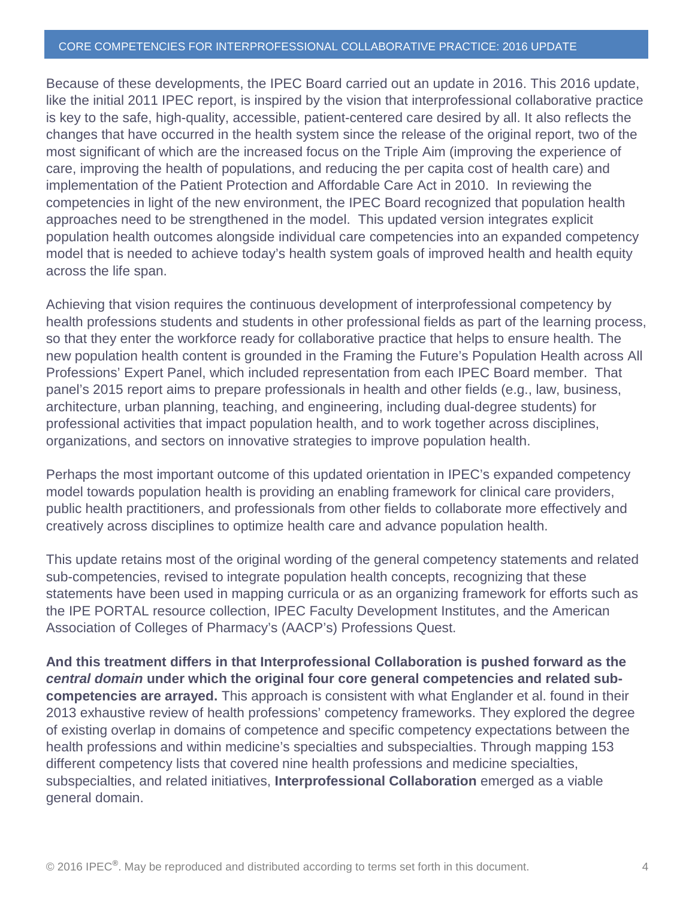Because of these developments, the IPEC Board carried out an update in 2016. This 2016 update, like the initial 2011 IPEC report, is inspired by the vision that interprofessional collaborative practice is key to the safe, high-quality, accessible, patient-centered care desired by all. It also reflects the changes that have occurred in the health system since the release of the original report, two of the most significant of which are the increased focus on the Triple Aim (improving the experience of care, improving the health of populations, and reducing the per capita cost of health care) and implementation of the Patient Protection and Affordable Care Act in 2010. In reviewing the competencies in light of the new environment, the IPEC Board recognized that population health approaches need to be strengthened in the model. This updated version integrates explicit population health outcomes alongside individual care competencies into an expanded competency model that is needed to achieve today's health system goals of improved health and health equity across the life span.

Achieving that vision requires the continuous development of interprofessional competency by health professions students and students in other professional fields as part of the learning process, so that they enter the workforce ready for collaborative practice that helps to ensure health. The new population health content is grounded in the Framing the Future's Population Health across All Professions' Expert Panel, which included representation from each IPEC Board member. That panel's 2015 report aims to prepare professionals in health and other fields (e.g., law, business, architecture, urban planning, teaching, and engineering, including dual-degree students) for professional activities that impact population health, and to work together across disciplines, organizations, and sectors on innovative strategies to improve population health.

Perhaps the most important outcome of this updated orientation in IPEC's expanded competency model towards population health is providing an enabling framework for clinical care providers, public health practitioners, and professionals from other fields to collaborate more effectively and creatively across disciplines to optimize health care and advance population health.

This update retains most of the original wording of the general competency statements and related sub-competencies, revised to integrate population health concepts, recognizing that these statements have been used in mapping curricula or as an organizing framework for efforts such as the IPE PORTAL resource collection, IPEC Faculty Development Institutes, and the American Association of Colleges of Pharmacy's (AACP's) Professions Quest.

**And this treatment differs in that Interprofessional Collaboration is pushed forward as the *central domain* under which the original four core general competencies and related sub-competencies are arrayed.** This approach is consistent with what Englander et al. found in their 2013 exhaustive review of health professions' competency frameworks. They explored the degree of existing overlap in domains of competence and specific competency expectations between the health professions and within medicine's specialties and subspecialties. Through mapping 153 different competency lists that covered nine health professions and medicine specialties, subspecialties, and related initiatives, **Interprofessional Collaboration** emerged as a viable general domain.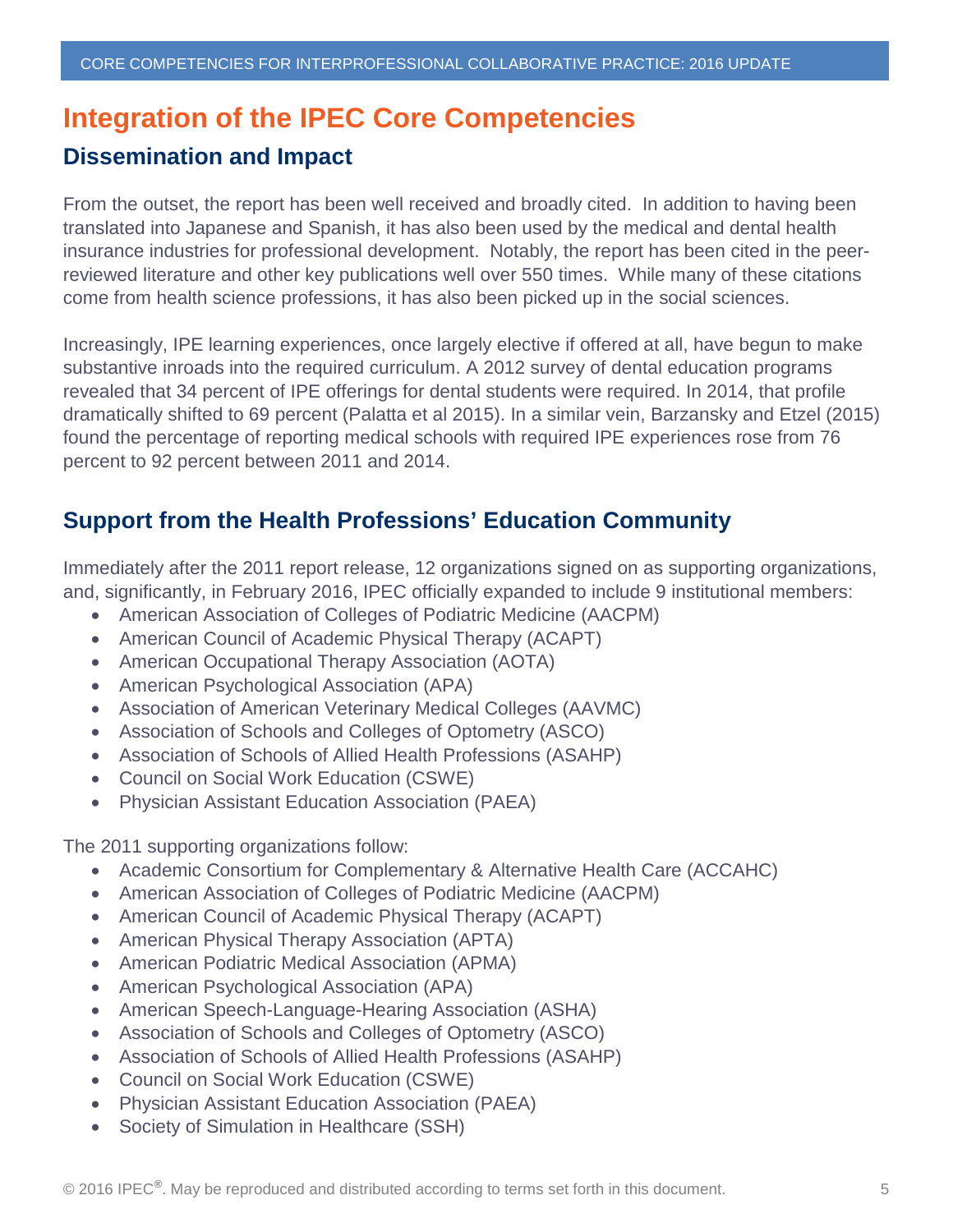# Integration of the IPEC Core Competencies

## Dissemination and Impact

From the outset, the report has been well received and broadly cited. In addition to having been translated into Japanese and Spanish, it has also been used by the medical and dental health insurance industries for professional development. Notably, the report has been cited in the peer-reviewed literature and other key publications well over 550 times. While many of these citations come from health science professions, it has also been picked up in the social sciences.

Increasingly, IPE learning experiences, once largely elective if offered at all, have begun to make substantive inroads into the required curriculum. A 2012 survey of dental education programs revealed that 34 percent of IPE offerings for dental students were required. In 2014, that profile dramatically shifted to 69 percent (Palatta et al 2015). In a similar vein, Barzansky and Etzel (2015) found the percentage of reporting medical schools with required IPE experiences rose from 76 percent to 92 percent between 2011 and 2014.

## Support from the Health Professions' Education Community

Immediately after the 2011 report release, 12 organizations signed on as supporting organizations, and, significantly, in February 2016, IPEC officially expanded to include 9 institutional members:

- American Association of Colleges of Podiatric Medicine (AACPM)
- American Council of Academic Physical Therapy (ACAPT)
- American Occupational Therapy Association (AOTA)
- American Psychological Association (APA)
- Association of American Veterinary Medical Colleges (AAVMC)
- Association of Schools and Colleges of Optometry (ASCO)
- Association of Schools of Allied Health Professions (ASAHP)
- Council on Social Work Education (CSWE)
- Physician Assistant Education Association (PAEA)

The 2011 supporting organizations follow:

- Academic Consortium for Complementary & Alternative Health Care (ACCAHC)
- American Association of Colleges of Podiatric Medicine (AACPM)
- American Council of Academic Physical Therapy (ACAPT)
- American Physical Therapy Association (APTA)
- American Podiatric Medical Association (APMA)
- American Psychological Association (APA)
- American Speech-Language-Hearing Association (ASHA)
- Association of Schools and Colleges of Optometry (ASCO)
- Association of Schools of Allied Health Professions (ASAHP)
- Council on Social Work Education (CSWE)
- Physician Assistant Education Association (PAEA)
- Society of Simulation in Healthcare (SSH)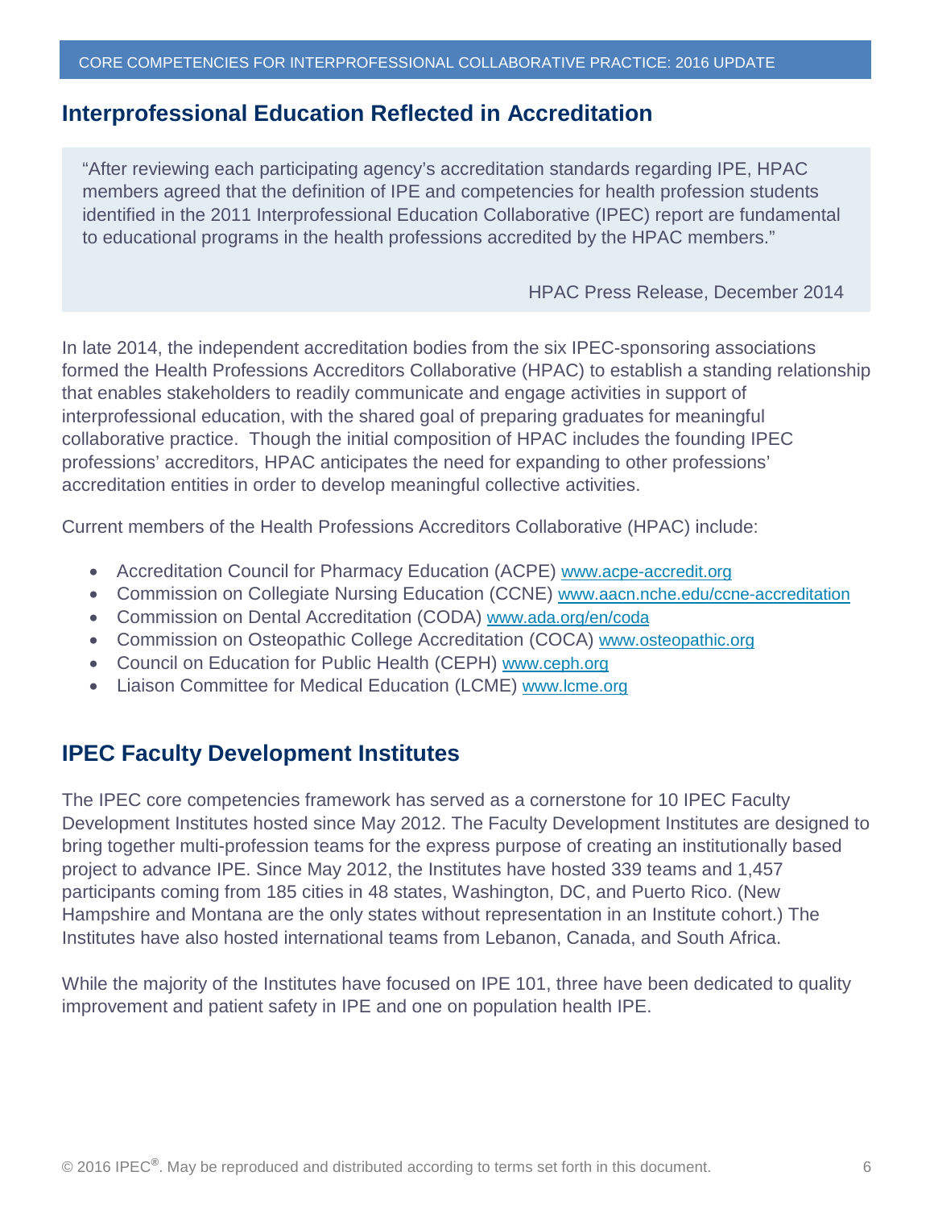## Interprofessional Education Reflected in Accreditation

> "After reviewing each participating agency's accreditation standards regarding IPE, HPAC members agreed that the definition of IPE and competencies for health profession students identified in the 2011 Interprofessional Education Collaborative (IPEC) report are fundamental to educational programs in the health professions accredited by the HPAC members."
>
> HPAC Press Release, December 2014

In late 2014, the independent accreditation bodies from the six IPEC-sponsoring associations formed the Health Professions Accreditors Collaborative (HPAC) to establish a standing relationship that enables stakeholders to readily communicate and engage activities in support of interprofessional education, with the shared goal of preparing graduates for meaningful collaborative practice. Though the initial composition of HPAC includes the founding IPEC professions' accreditors, HPAC anticipates the need for expanding to other professions' accreditation entities in order to develop meaningful collective activities.

Current members of the Health Professions Accreditors Collaborative (HPAC) include:

- Accreditation Council for Pharmacy Education (ACPE) www.acpe-accredit.org
- Commission on Collegiate Nursing Education (CCNE) www.aacn.nche.edu/ccne-accreditation
- Commission on Dental Accreditation (CODA) www.ada.org/en/coda
- Commission on Osteopathic College Accreditation (COCA) www.osteopathic.org
- Council on Education for Public Health (CEPH) www.ceph.org
- Liaison Committee for Medical Education (LCME) www.lcme.org

## IPEC Faculty Development Institutes

The IPEC core competencies framework has served as a cornerstone for 10 IPEC Faculty Development Institutes hosted since May 2012. The Faculty Development Institutes are designed to bring together multi-profession teams for the express purpose of creating an institutionally based project to advance IPE. Since May 2012, the Institutes have hosted 339 teams and 1,457 participants coming from 185 cities in 48 states, Washington, DC, and Puerto Rico. (New Hampshire and Montana are the only states without representation in an Institute cohort.) The Institutes have also hosted international teams from Lebanon, Canada, and South Africa.

While the majority of the Institutes have focused on IPE 101, three have been dedicated to quality improvement and patient safety in IPE and one on population health IPE.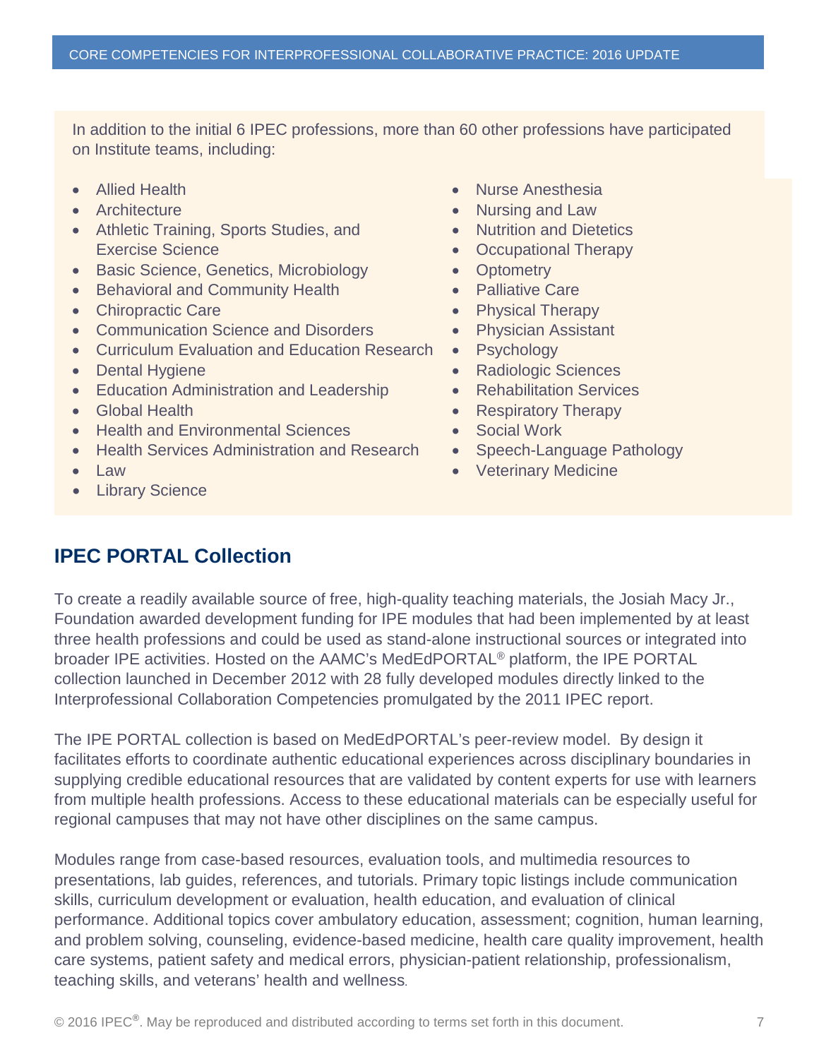In addition to the initial 6 IPEC professions, more than 60 other professions have participated on Institute teams, including:

- Allied Health
- Architecture
- Athletic Training, Sports Studies, and Exercise Science
- Basic Science, Genetics, Microbiology
- Behavioral and Community Health
- Chiropractic Care
- Communication Science and Disorders
- Curriculum Evaluation and Education Research
- Dental Hygiene
- Education Administration and Leadership
- Global Health
- Health and Environmental Sciences
- Health Services Administration and Research
- Law
- Library Science
- Nurse Anesthesia
- Nursing and Law
- Nutrition and Dietetics
- Occupational Therapy
- Optometry
- Palliative Care
- Physical Therapy
- Physician Assistant
- Psychology
- Radiologic Sciences
- Rehabilitation Services
- Respiratory Therapy
- Social Work
- Speech-Language Pathology
- Veterinary Medicine

## IPEC PORTAL Collection

To create a readily available source of free, high-quality teaching materials, the Josiah Macy Jr., Foundation awarded development funding for IPE modules that had been implemented by at least three health professions and could be used as stand-alone instructional sources or integrated into broader IPE activities. Hosted on the AAMC's MedEdPORTAL® platform, the IPE PORTAL collection launched in December 2012 with 28 fully developed modules directly linked to the Interprofessional Collaboration Competencies promulgated by the 2011 IPEC report.

The IPE PORTAL collection is based on MedEdPORTAL's peer-review model. By design it facilitates efforts to coordinate authentic educational experiences across disciplinary boundaries in supplying credible educational resources that are validated by content experts for use with learners from multiple health professions. Access to these educational materials can be especially useful for regional campuses that may not have other disciplines on the same campus.

Modules range from case-based resources, evaluation tools, and multimedia resources to presentations, lab guides, references, and tutorials. Primary topic listings include communication skills, curriculum development or evaluation, health education, and evaluation of clinical performance. Additional topics cover ambulatory education, assessment; cognition, human learning, and problem solving, counseling, evidence-based medicine, health care quality improvement, health care systems, patient safety and medical errors, physician-patient relationship, professionalism, teaching skills, and veterans' health and wellness.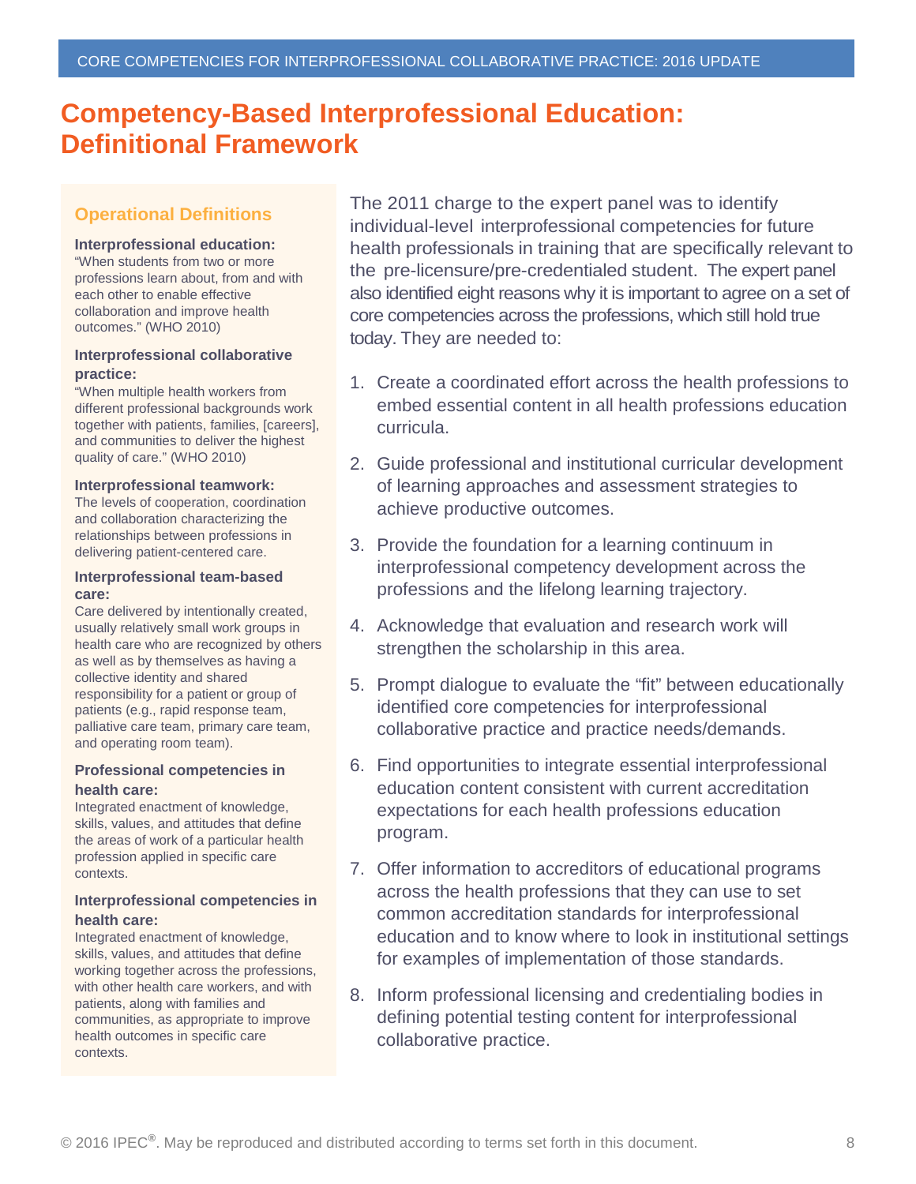# Competency-Based Interprofessional Education: Definitional Framework

### Operational Definitions

**Interprofessional education:**
"When students from two or more professions learn about, from and with each other to enable effective collaboration and improve health outcomes." (WHO 2010)

**Interprofessional collaborative practice:**
"When multiple health workers from different professional backgrounds work together with patients, families, [careers], and communities to deliver the highest quality of care." (WHO 2010)

**Interprofessional teamwork:**
The levels of cooperation, coordination and collaboration characterizing the relationships between professions in delivering patient-centered care.

**Interprofessional team-based care:**
Care delivered by intentionally created, usually relatively small work groups in health care who are recognized by others as well as by themselves as having a collective identity and shared responsibility for a patient or group of patients (e.g., rapid response team, palliative care team, primary care team, and operating room team).

**Professional competencies in health care:**
Integrated enactment of knowledge, skills, values, and attitudes that define the areas of work of a particular health profession applied in specific care contexts.

**Interprofessional competencies in health care:**
Integrated enactment of knowledge, skills, values, and attitudes that define working together across the professions, with other health care workers, and with patients, along with families and communities, as appropriate to improve health outcomes in specific care contexts.

The 2011 charge to the expert panel was to identify individual-level interprofessional competencies for future health professionals in training that are specifically relevant to the pre-licensure/pre-credentialed student. The expert panel also identified eight reasons why it is important to agree on a set of core competencies across the professions, which still hold true today. They are needed to:

1. Create a coordinated effort across the health professions to embed essential content in all health professions education curricula.
2. Guide professional and institutional curricular development of learning approaches and assessment strategies to achieve productive outcomes.
3. Provide the foundation for a learning continuum in interprofessional competency development across the professions and the lifelong learning trajectory.
4. Acknowledge that evaluation and research work will strengthen the scholarship in this area.
5. Prompt dialogue to evaluate the "fit" between educationally identified core competencies for interprofessional collaborative practice and practice needs/demands.
6. Find opportunities to integrate essential interprofessional education content consistent with current accreditation expectations for each health professions education program.
7. Offer information to accreditors of educational programs across the health professions that they can use to set common accreditation standards for interprofessional education and to know where to look in institutional settings for examples of implementation of those standards.
8. Inform professional licensing and credentialing bodies in defining potential testing content for interprofessional collaborative practice.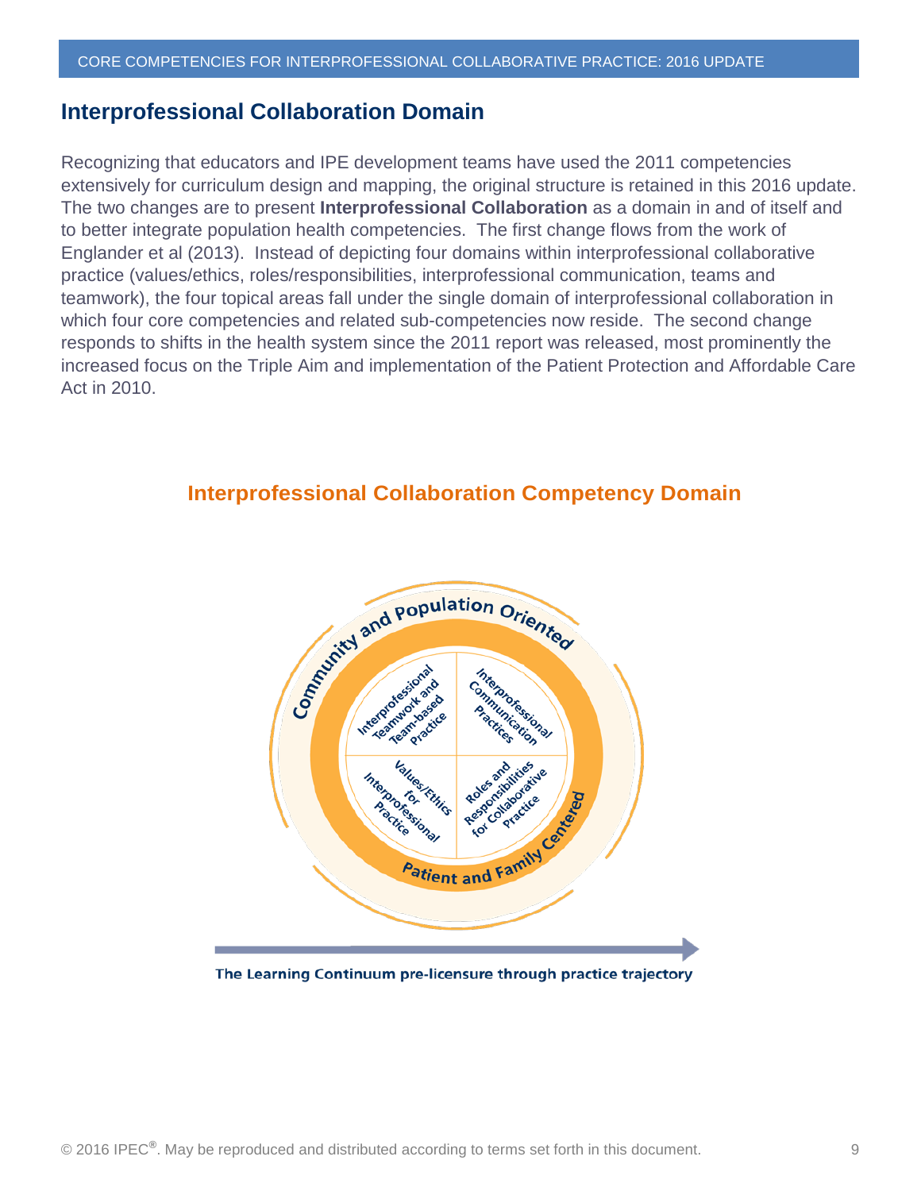## Interprofessional Collaboration Domain

Recognizing that educators and IPE development teams have used the 2011 competencies extensively for curriculum design and mapping, the original structure is retained in this 2016 update. The two changes are to present **Interprofessional Collaboration** as a domain in and of itself and to better integrate population health competencies. The first change flows from the work of Englander et al (2013). Instead of depicting four domains within interprofessional collaborative practice (values/ethics, roles/responsibilities, interprofessional communication, teams and teamwork), the four topical areas fall under the single domain of interprofessional collaboration in which four core competencies and related sub-competencies now reside. The second change responds to shifts in the health system since the 2011 report was released, most prominently the increased focus on the Triple Aim and implementation of the Patient Protection and Affordable Care Act in 2010.

### Interprofessional Collaboration Competency Domain

Community and Population Oriented

Interprofessional Teamwork and Team-based Practice

Interprofessional Communication Practices

Values/Ethics for Interprofessional Practice

Roles and Responsibilities for Collaborative Practice

Patient and Family Centered

The Learning Continuum pre-licensure through practice trajectory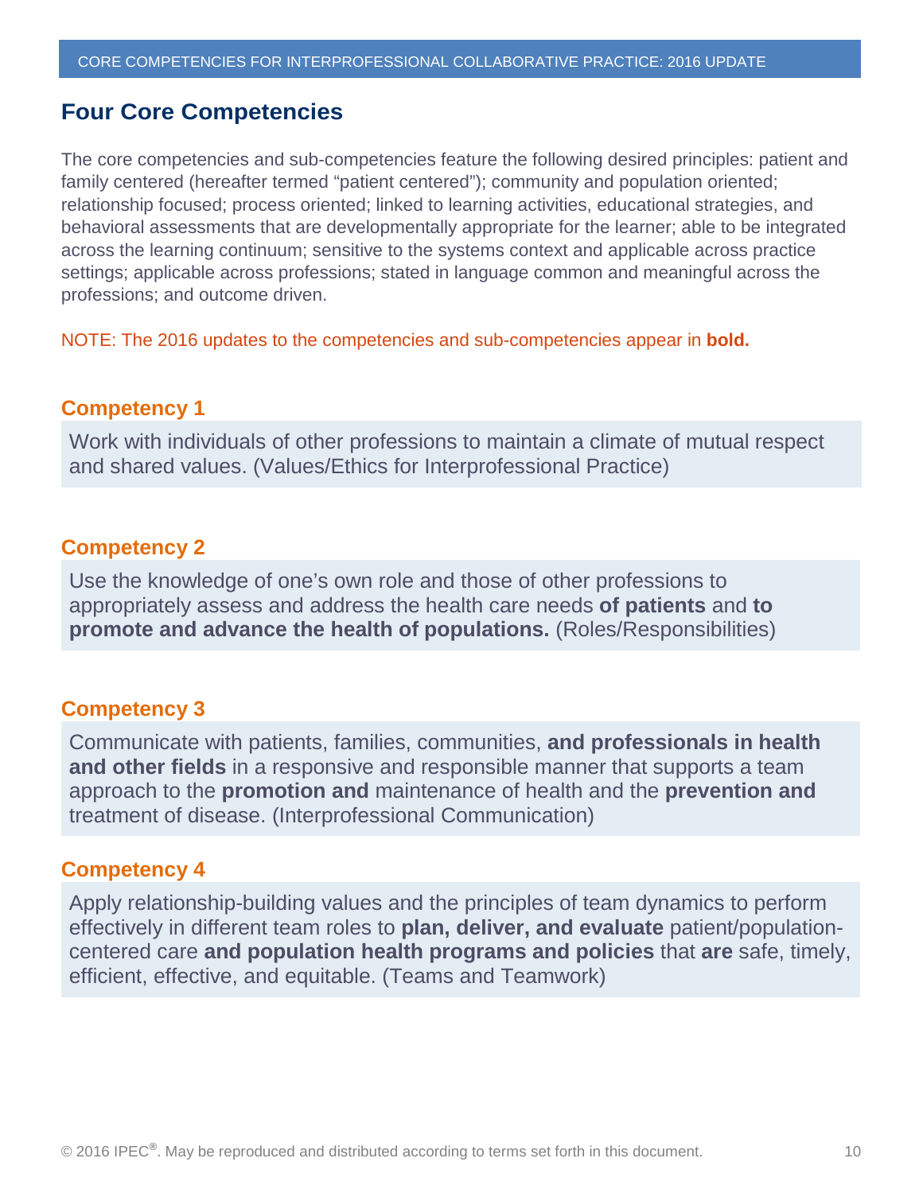## Four Core Competencies

The core competencies and sub-competencies feature the following desired principles: patient and family centered (hereafter termed "patient centered"); community and population oriented; relationship focused; process oriented; linked to learning activities, educational strategies, and behavioral assessments that are developmentally appropriate for the learner; able to be integrated across the learning continuum; sensitive to the systems context and applicable across practice settings; applicable across professions; stated in language common and meaningful across the professions; and outcome driven.

NOTE: The 2016 updates to the competencies and sub-competencies appear in **bold.**

### Competency 1

Work with individuals of other professions to maintain a climate of mutual respect and shared values. (Values/Ethics for Interprofessional Practice)

### Competency 2

Use the knowledge of one's own role and those of other professions to appropriately assess and address the health care needs **of patients** and **to promote and advance the health of populations.** (Roles/Responsibilities)

### Competency 3

Communicate with patients, families, communities, **and professionals in health and other fields** in a responsive and responsible manner that supports a team approach to the **promotion and** maintenance of health and the **prevention and** treatment of disease. (Interprofessional Communication)

### Competency 4

Apply relationship-building values and the principles of team dynamics to perform effectively in different team roles to **plan, deliver, and evaluate** patient/population-centered care **and population health programs and policies** that **are** safe, timely, efficient, effective, and equitable. (Teams and Teamwork)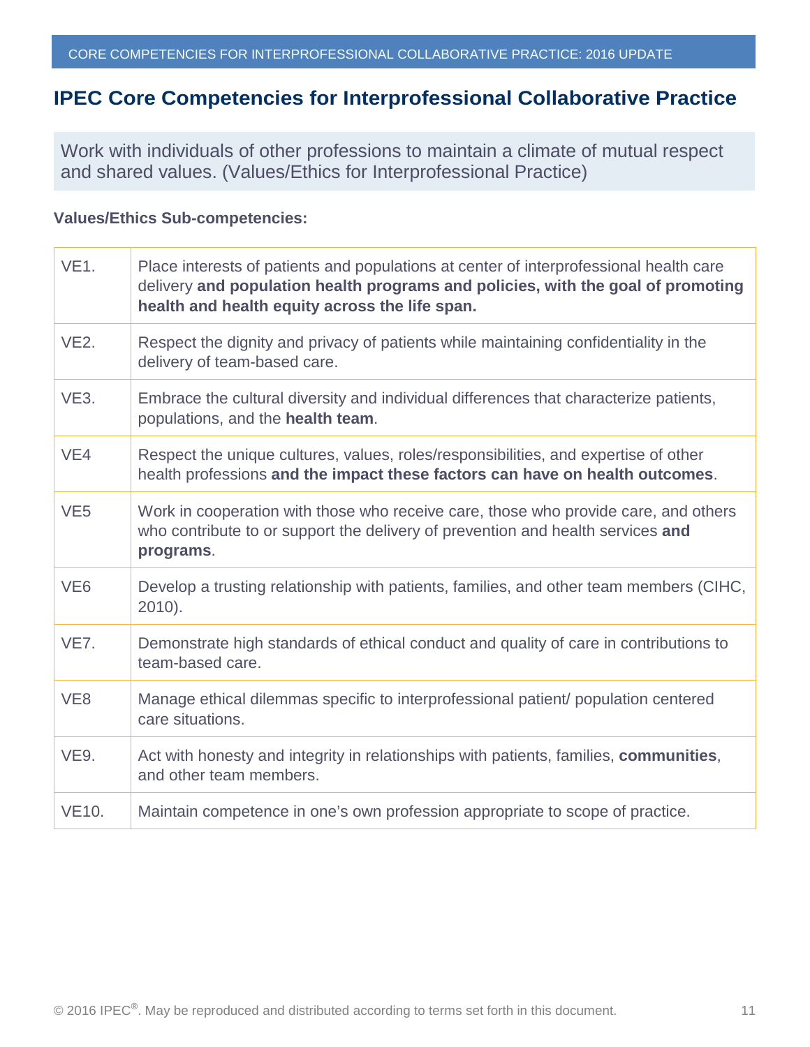## IPEC Core Competencies for Interprofessional Collaborative Practice

Work with individuals of other professions to maintain a climate of mutual respect and shared values. (Values/Ethics for Interprofessional Practice)

**Values/Ethics Sub-competencies:**

| | |
|---|---|
| VE1. | Place interests of patients and populations at center of interprofessional health care delivery **and population health programs and policies, with the goal of promoting health and health equity across the life span.** |
| VE2. | Respect the dignity and privacy of patients while maintaining confidentiality in the delivery of team-based care. |
| VE3. | Embrace the cultural diversity and individual differences that characterize patients, populations, and the **health team**. |
| VE4 | Respect the unique cultures, values, roles/responsibilities, and expertise of other health professions **and the impact these factors can have on health outcomes**. |
| VE5 | Work in cooperation with those who receive care, those who provide care, and others who contribute to or support the delivery of prevention and health services **and programs**. |
| VE6 | Develop a trusting relationship with patients, families, and other team members (CIHC, 2010). |
| VE7. | Demonstrate high standards of ethical conduct and quality of care in contributions to team-based care. |
| VE8 | Manage ethical dilemmas specific to interprofessional patient/ population centered care situations. |
| VE9. | Act with honesty and integrity in relationships with patients, families, **communities**, and other team members. |
| VE10. | Maintain competence in one's own profession appropriate to scope of practice. |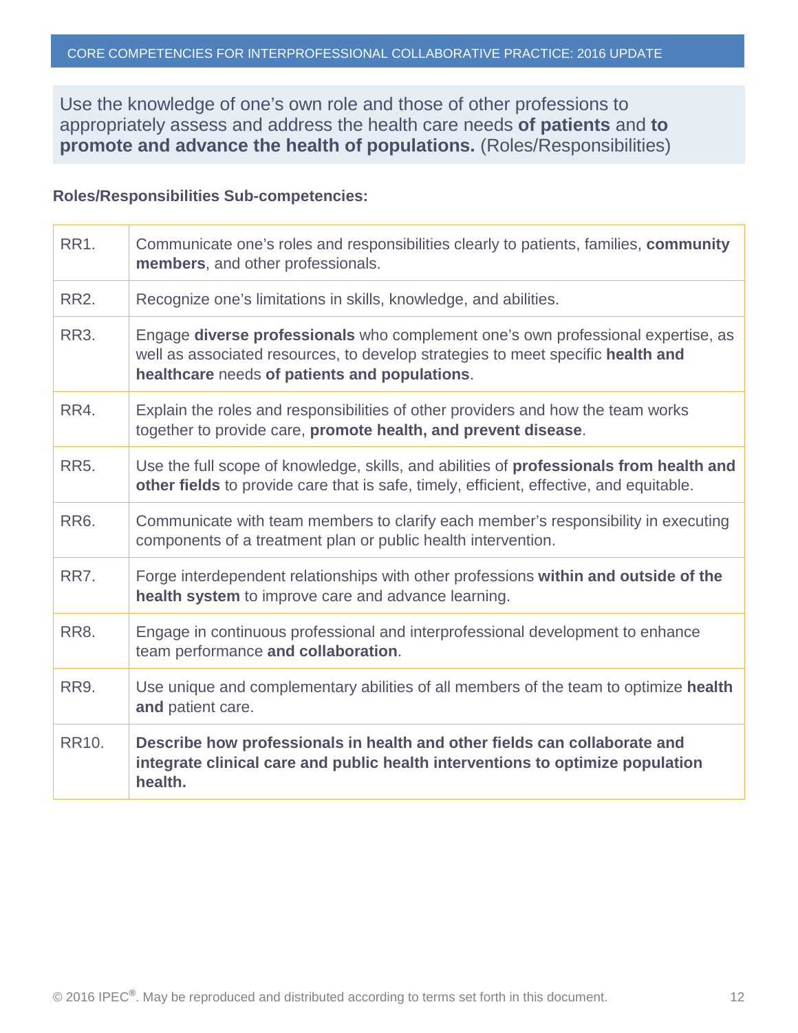Use the knowledge of one's own role and those of other professions to appropriately assess and address the health care needs **of patients** and **to promote and advance the health of populations.** (Roles/Responsibilities)

**Roles/Responsibilities Sub-competencies:**

| | |
|---|---|
| RR1. | Communicate one's roles and responsibilities clearly to patients, families, **community members**, and other professionals. |
| RR2. | Recognize one's limitations in skills, knowledge, and abilities. |
| RR3. | Engage **diverse professionals** who complement one's own professional expertise, as well as associated resources, to develop strategies to meet specific **health and healthcare** needs **of patients and populations**. |
| RR4. | Explain the roles and responsibilities of other providers and how the team works together to provide care, **promote health, and prevent disease**. |
| RR5. | Use the full scope of knowledge, skills, and abilities of **professionals from health and other fields** to provide care that is safe, timely, efficient, effective, and equitable. |
| RR6. | Communicate with team members to clarify each member's responsibility in executing components of a treatment plan or public health intervention. |
| RR7. | Forge interdependent relationships with other professions **within and outside of the health system** to improve care and advance learning. |
| RR8. | Engage in continuous professional and interprofessional development to enhance team performance **and collaboration**. |
| RR9. | Use unique and complementary abilities of all members of the team to optimize **health and** patient care. |
| RR10. | **Describe how professionals in health and other fields can collaborate and integrate clinical care and public health interventions to optimize population health.** |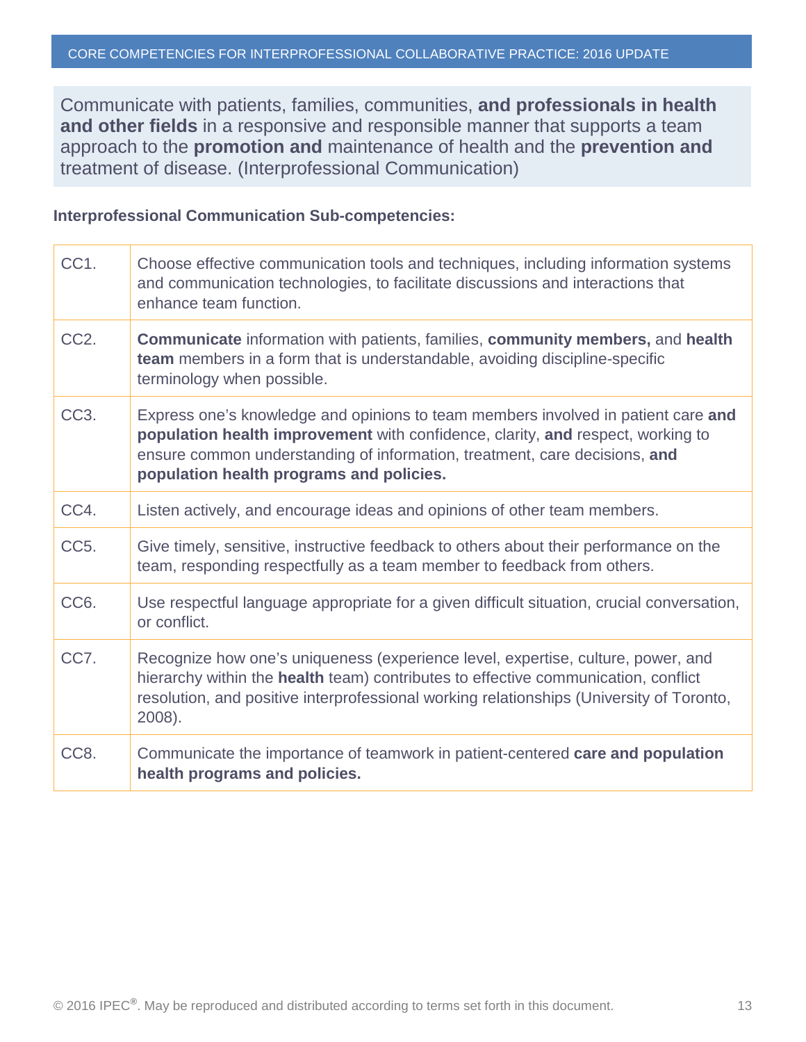Communicate with patients, families, communities, **and professionals in health and other fields** in a responsive and responsible manner that supports a team approach to the **promotion and** maintenance of health and the **prevention and** treatment of disease. (Interprofessional Communication)

**Interprofessional Communication Sub-competencies:**

| | |
|---|---|
| CC1. | Choose effective communication tools and techniques, including information systems and communication technologies, to facilitate discussions and interactions that enhance team function. |
| CC2. | **Communicate** information with patients, families, **community members,** and **health team** members in a form that is understandable, avoiding discipline-specific terminology when possible. |
| CC3. | Express one's knowledge and opinions to team members involved in patient care **and population health improvement** with confidence, clarity, **and** respect, working to ensure common understanding of information, treatment, care decisions, **and population health programs and policies.** |
| CC4. | Listen actively, and encourage ideas and opinions of other team members. |
| CC5. | Give timely, sensitive, instructive feedback to others about their performance on the team, responding respectfully as a team member to feedback from others. |
| CC6. | Use respectful language appropriate for a given difficult situation, crucial conversation, or conflict. |
| CC7. | Recognize how one's uniqueness (experience level, expertise, culture, power, and hierarchy within the **health** team) contributes to effective communication, conflict resolution, and positive interprofessional working relationships (University of Toronto, 2008). |
| CC8. | Communicate the importance of teamwork in patient-centered **care and population health programs and policies.** |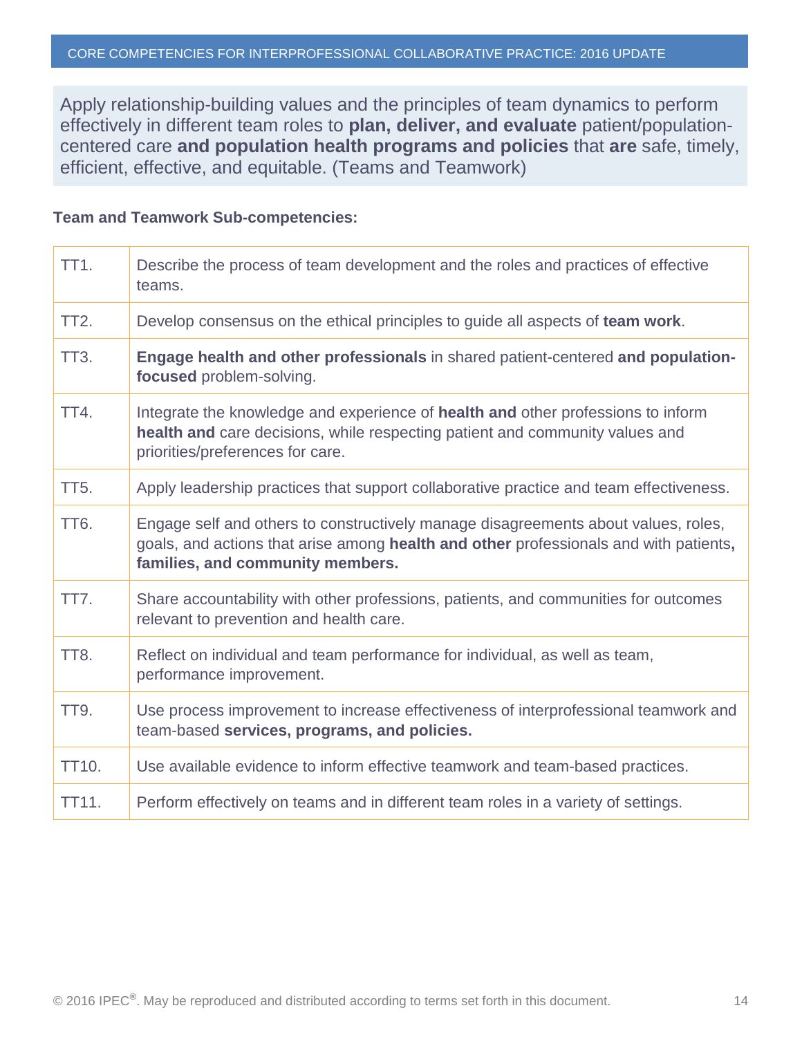Apply relationship-building values and the principles of team dynamics to perform effectively in different team roles to **plan, deliver, and evaluate** patient/population-centered care **and population health programs and policies** that **are** safe, timely, efficient, effective, and equitable. (Teams and Teamwork)

**Team and Teamwork Sub-competencies:**

| | |
|---|---|
| TT1. | Describe the process of team development and the roles and practices of effective teams. |
| TT2. | Develop consensus on the ethical principles to guide all aspects of **team work**. |
| TT3. | **Engage health and other professionals** in shared patient-centered **and population-focused** problem-solving. |
| TT4. | Integrate the knowledge and experience of **health and** other professions to inform **health and** care decisions, while respecting patient and community values and priorities/preferences for care. |
| TT5. | Apply leadership practices that support collaborative practice and team effectiveness. |
| TT6. | Engage self and others to constructively manage disagreements about values, roles, goals, and actions that arise among **health and other** professionals and with patients**, families, and community members.** |
| TT7. | Share accountability with other professions, patients, and communities for outcomes relevant to prevention and health care. |
| TT8. | Reflect on individual and team performance for individual, as well as team, performance improvement. |
| TT9. | Use process improvement to increase effectiveness of interprofessional teamwork and team-based **services, programs, and policies.** |
| TT10. | Use available evidence to inform effective teamwork and team-based practices. |
| TT11. | Perform effectively on teams and in different team roles in a variety of settings. |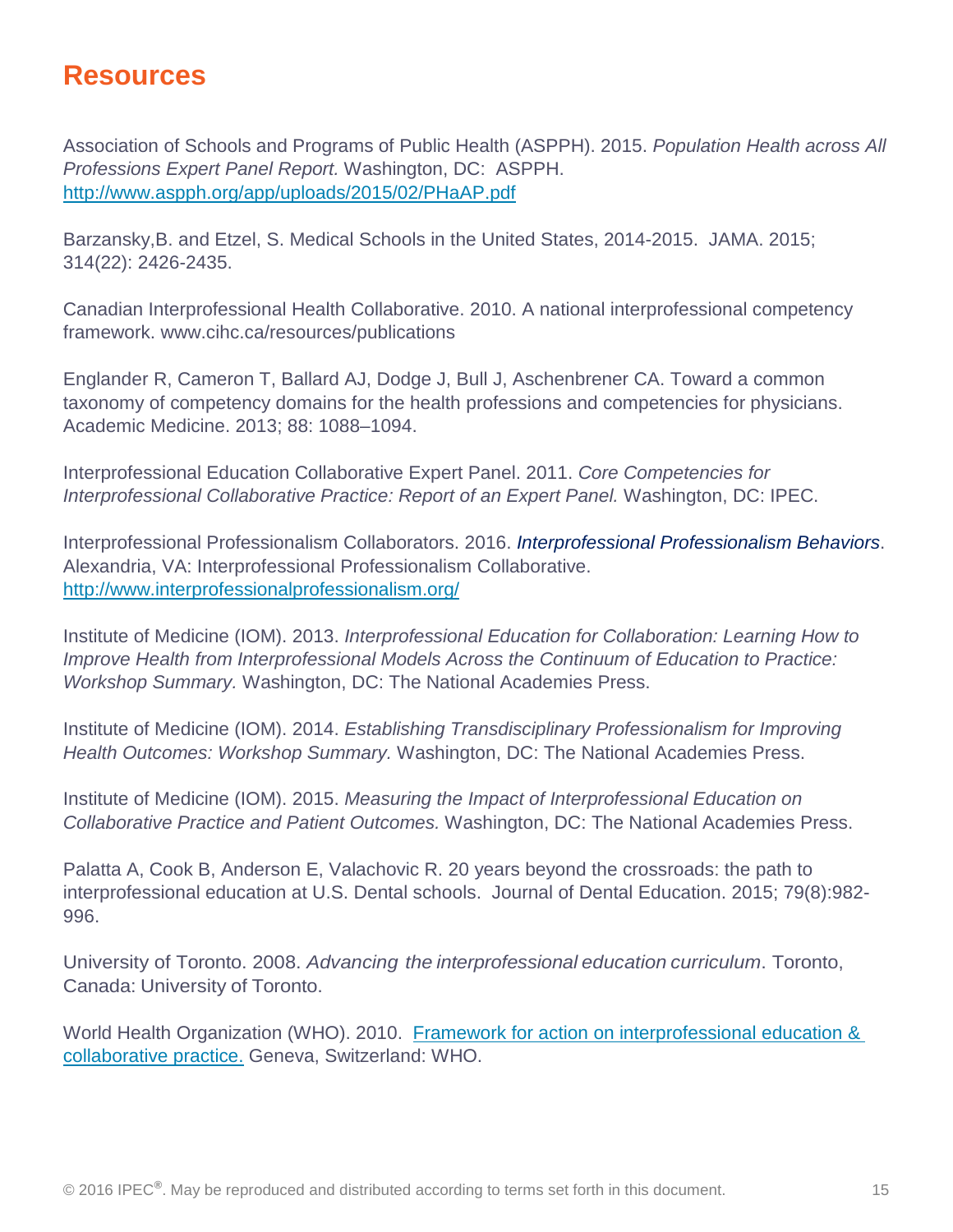# Resources

Association of Schools and Programs of Public Health (ASPPH). 2015. *Population Health across All Professions Expert Panel Report.* Washington, DC: ASPPH. [http://www.aspph.org/app/uploads/2015/02/PHaAP.pdf](http://www.aspph.org/app/uploads/2015/02/PHaAP.pdf)

Barzansky,B. and Etzel, S. Medical Schools in the United States, 2014-2015. JAMA. 2015; 314(22): 2426-2435.

Canadian Interprofessional Health Collaborative. 2010. A national interprofessional competency framework. www.cihc.ca/resources/publications

Englander R, Cameron T, Ballard AJ, Dodge J, Bull J, Aschenbrener CA. Toward a common taxonomy of competency domains for the health professions and competencies for physicians. Academic Medicine. 2013; 88: 1088–1094.

Interprofessional Education Collaborative Expert Panel. 2011. *Core Competencies for Interprofessional Collaborative Practice: Report of an Expert Panel.* Washington, DC: IPEC.

Interprofessional Professionalism Collaborators. 2016. *Interprofessional Professionalism Behaviors*. Alexandria, VA: Interprofessional Professionalism Collaborative. [http://www.interprofessionalprofessionalism.org/](http://www.interprofessionalprofessionalism.org/)

Institute of Medicine (IOM). 2013. *Interprofessional Education for Collaboration: Learning How to Improve Health from Interprofessional Models Across the Continuum of Education to Practice: Workshop Summary.* Washington, DC: The National Academies Press.

Institute of Medicine (IOM). 2014. *Establishing Transdisciplinary Professionalism for Improving Health Outcomes: Workshop Summary.* Washington, DC: The National Academies Press.

Institute of Medicine (IOM). 2015. *Measuring the Impact of Interprofessional Education on Collaborative Practice and Patient Outcomes.* Washington, DC: The National Academies Press.

Palatta A, Cook B, Anderson E, Valachovic R. 20 years beyond the crossroads: the path to interprofessional education at U.S. Dental schools. Journal of Dental Education. 2015; 79(8):982-996.

University of Toronto. 2008. *Advancing the interprofessional education curriculum*. Toronto, Canada: University of Toronto.

World Health Organization (WHO). 2010. Framework for action on interprofessional education & collaborative practice. Geneva, Switzerland: WHO.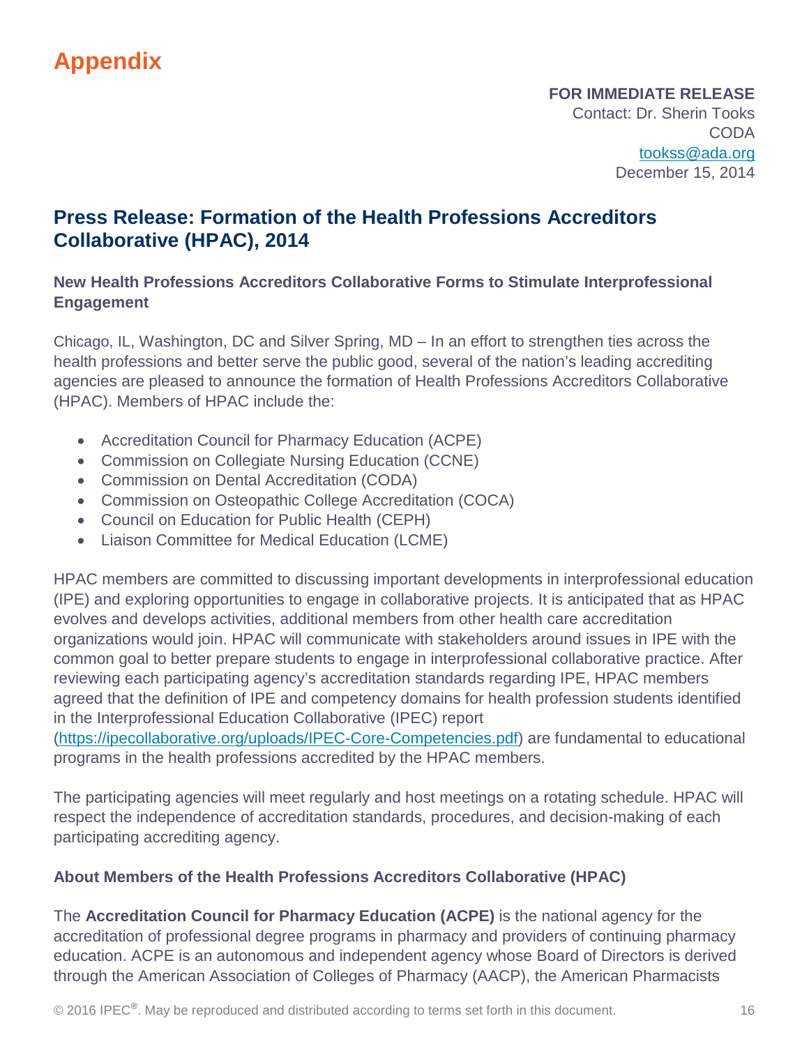# Appendix

**FOR IMMEDIATE RELEASE**
Contact: Dr. Sherin Tooks
CODA
tookss@ada.org
December 15, 2014

## Press Release: Formation of the Health Professions Accreditors Collaborative (HPAC), 2014

**New Health Professions Accreditors Collaborative Forms to Stimulate Interprofessional Engagement**

Chicago, IL, Washington, DC and Silver Spring, MD – In an effort to strengthen ties across the health professions and better serve the public good, several of the nation's leading accrediting agencies are pleased to announce the formation of Health Professions Accreditors Collaborative (HPAC). Members of HPAC include the:

- Accreditation Council for Pharmacy Education (ACPE)
- Commission on Collegiate Nursing Education (CCNE)
- Commission on Dental Accreditation (CODA)
- Commission on Osteopathic College Accreditation (COCA)
- Council on Education for Public Health (CEPH)
- Liaison Committee for Medical Education (LCME)

HPAC members are committed to discussing important developments in interprofessional education (IPE) and exploring opportunities to engage in collaborative projects. It is anticipated that as HPAC evolves and develops activities, additional members from other health care accreditation organizations would join. HPAC will communicate with stakeholders around issues in IPE with the common goal to better prepare students to engage in interprofessional collaborative practice. After reviewing each participating agency's accreditation standards regarding IPE, HPAC members agreed that the definition of IPE and competency domains for health profession students identified in the Interprofessional Education Collaborative (IPEC) report (https://ipecollaborative.org/uploads/IPEC-Core-Competencies.pdf) are fundamental to educational programs in the health professions accredited by the HPAC members.

The participating agencies will meet regularly and host meetings on a rotating schedule. HPAC will respect the independence of accreditation standards, procedures, and decision-making of each participating accrediting agency.

**About Members of the Health Professions Accreditors Collaborative (HPAC)**

The **Accreditation Council for Pharmacy Education (ACPE)** is the national agency for the accreditation of professional degree programs in pharmacy and providers of continuing pharmacy education. ACPE is an autonomous and independent agency whose Board of Directors is derived through the American Association of Colleges of Pharmacy (AACP), the American Pharmacists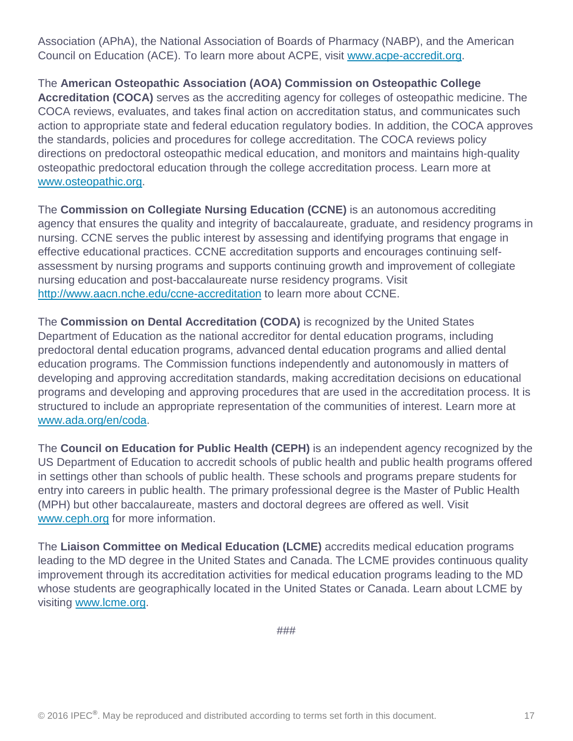Association (APhA), the National Association of Boards of Pharmacy (NABP), and the American Council on Education (ACE). To learn more about ACPE, visit www.acpe-accredit.org.

The **American Osteopathic Association (AOA) Commission on Osteopathic College Accreditation (COCA)** serves as the accrediting agency for colleges of osteopathic medicine. The COCA reviews, evaluates, and takes final action on accreditation status, and communicates such action to appropriate state and federal education regulatory bodies. In addition, the COCA approves the standards, policies and procedures for college accreditation. The COCA reviews policy directions on predoctoral osteopathic medical education, and monitors and maintains high-quality osteopathic predoctoral education through the college accreditation process. Learn more at www.osteopathic.org.

The **Commission on Collegiate Nursing Education (CCNE)** is an autonomous accrediting agency that ensures the quality and integrity of baccalaureate, graduate, and residency programs in nursing. CCNE serves the public interest by assessing and identifying programs that engage in effective educational practices. CCNE accreditation supports and encourages continuing self-assessment by nursing programs and supports continuing growth and improvement of collegiate nursing education and post-baccalaureate nurse residency programs. Visit http://www.aacn.nche.edu/ccne-accreditation to learn more about CCNE.

The **Commission on Dental Accreditation (CODA)** is recognized by the United States Department of Education as the national accreditor for dental education programs, including predoctoral dental education programs, advanced dental education programs and allied dental education programs. The Commission functions independently and autonomously in matters of developing and approving accreditation standards, making accreditation decisions on educational programs and developing and approving procedures that are used in the accreditation process. It is structured to include an appropriate representation of the communities of interest. Learn more at www.ada.org/en/coda.

The **Council on Education for Public Health (CEPH)** is an independent agency recognized by the US Department of Education to accredit schools of public health and public health programs offered in settings other than schools of public health. These schools and programs prepare students for entry into careers in public health. The primary professional degree is the Master of Public Health (MPH) but other baccalaureate, masters and doctoral degrees are offered as well. Visit www.ceph.org for more information.

The **Liaison Committee on Medical Education (LCME)** accredits medical education programs leading to the MD degree in the United States and Canada. The LCME provides continuous quality improvement through its accreditation activities for medical education programs leading to the MD whose students are geographically located in the United States or Canada. Learn about LCME by visiting www.lcme.org.

###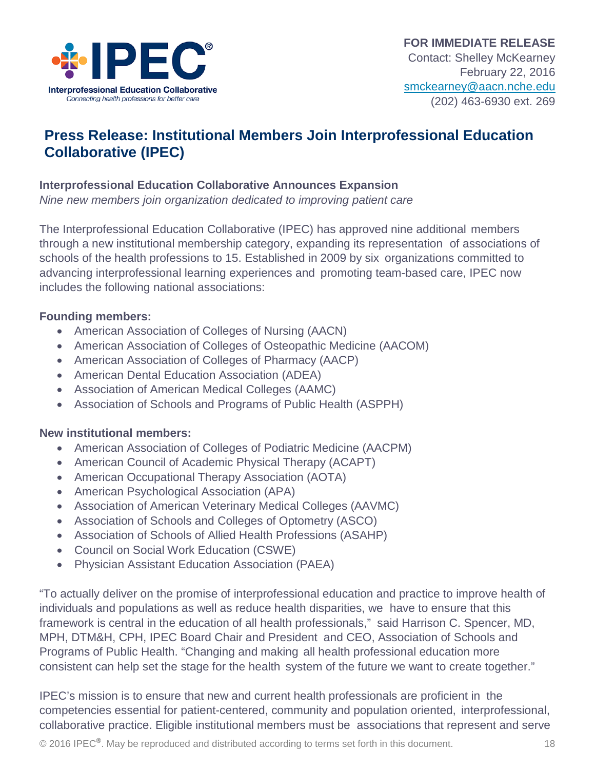FOR IMMEDIATE RELEASE
Contact: Shelley McKearney
February 22, 2016
smckearney@aacn.nche.edu
(202) 463-6930 ext. 269

# Press Release: Institutional Members Join Interprofessional Education Collaborative (IPEC)

**Interprofessional Education Collaborative Announces Expansion**
*Nine new members join organization dedicated to improving patient care*

The Interprofessional Education Collaborative (IPEC) has approved nine additional members through a new institutional membership category, expanding its representation of associations of schools of the health professions to 15. Established in 2009 by six organizations committed to advancing interprofessional learning experiences and promoting team-based care, IPEC now includes the following national associations:

**Founding members:**

- American Association of Colleges of Nursing (AACN)
- American Association of Colleges of Osteopathic Medicine (AACOM)
- American Association of Colleges of Pharmacy (AACP)
- American Dental Education Association (ADEA)
- Association of American Medical Colleges (AAMC)
- Association of Schools and Programs of Public Health (ASPPH)

**New institutional members:**

- American Association of Colleges of Podiatric Medicine (AACPM)
- American Council of Academic Physical Therapy (ACAPT)
- American Occupational Therapy Association (AOTA)
- American Psychological Association (APA)
- Association of American Veterinary Medical Colleges (AAVMC)
- Association of Schools and Colleges of Optometry (ASCO)
- Association of Schools of Allied Health Professions (ASAHP)
- Council on Social Work Education (CSWE)
- Physician Assistant Education Association (PAEA)

"To actually deliver on the promise of interprofessional education and practice to improve health of individuals and populations as well as reduce health disparities, we have to ensure that this framework is central in the education of all health professionals," said Harrison C. Spencer, MD, MPH, DTM&H, CPH, IPEC Board Chair and President and CEO, Association of Schools and Programs of Public Health. "Changing and making all health professional education more consistent can help set the stage for the health system of the future we want to create together."

IPEC's mission is to ensure that new and current health professionals are proficient in the competencies essential for patient-centered, community and population oriented, interprofessional, collaborative practice. Eligible institutional members must be associations that represent and serve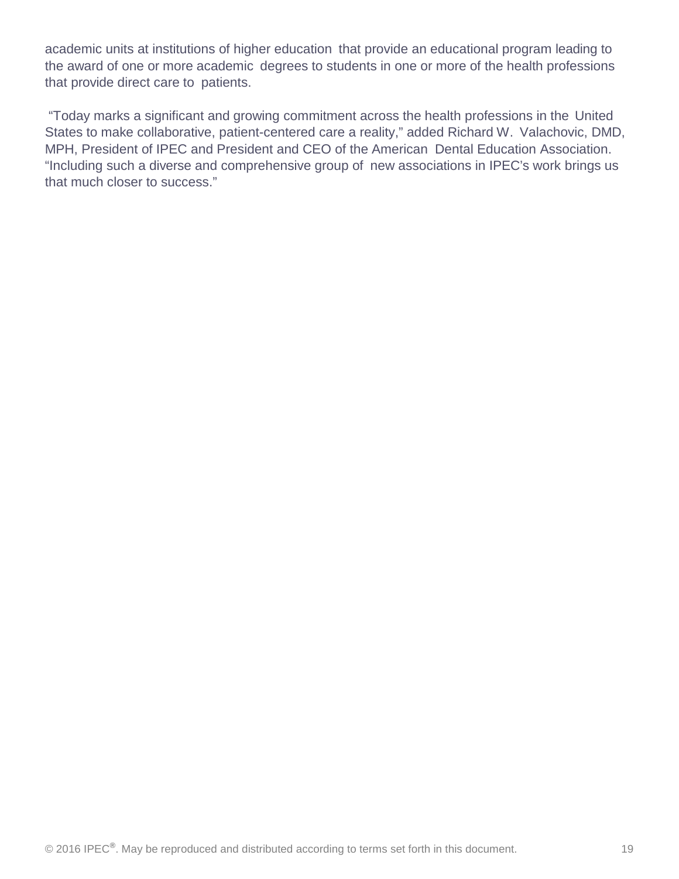academic units at institutions of higher education that provide an educational program leading to the award of one or more academic degrees to students in one or more of the health professions that provide direct care to patients.

"Today marks a significant and growing commitment across the health professions in the United States to make collaborative, patient-centered care a reality," added Richard W. Valachovic, DMD, MPH, President of IPEC and President and CEO of the American Dental Education Association. "Including such a diverse and comprehensive group of new associations in IPEC's work brings us that much closer to success."